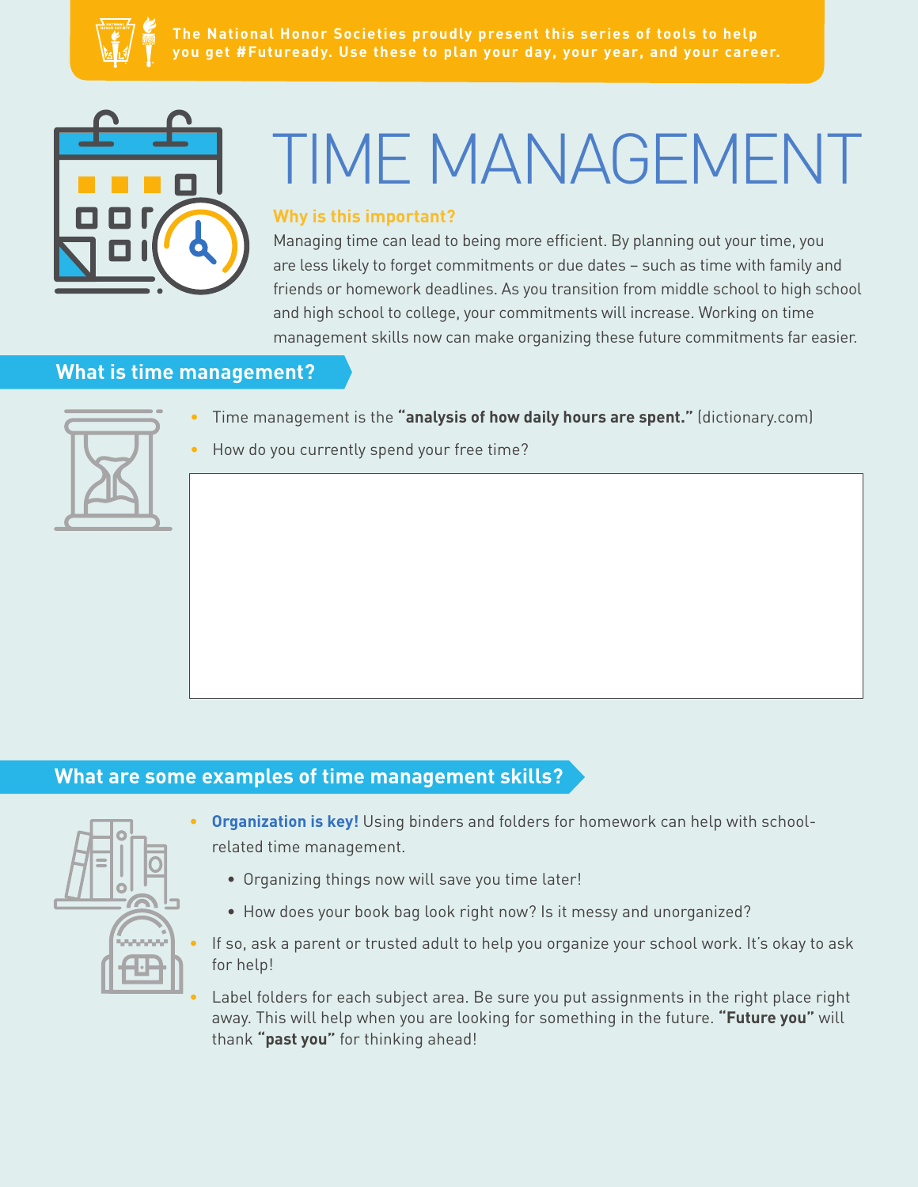The National Honor Societies proudly present this series of tools to help you get #Futuready. Use these to plan your day, your year, and your career.

# TIME MANAGEMENT

### Why is this important?

Managing time can lead to being more efficient. By planning out your time, you are less likely to forget commitments or due dates – such as time with family and friends or homework deadlines. As you transition from middle school to high school and high school to college, your commitments will increase. Working on time management skills now can make organizing these future commitments far easier.

## What is time management?

- Time management is the **"analysis of how daily hours are spent."** (dictionary.com)
- How do you currently spend your free time?

## What are some examples of time management skills?

- **Organization is key!** Using binders and folders for homework can help with school-related time management.
  - Organizing things now will save you time later!
  - How does your book bag look right now? Is it messy and unorganized?
- If so, ask a parent or trusted adult to help you organize your school work. It's okay to ask for help!
- Label folders for each subject area. Be sure you put assignments in the right place right away. This will help when you are looking for something in the future. **"Future you"** will thank **"past you"** for thinking ahead!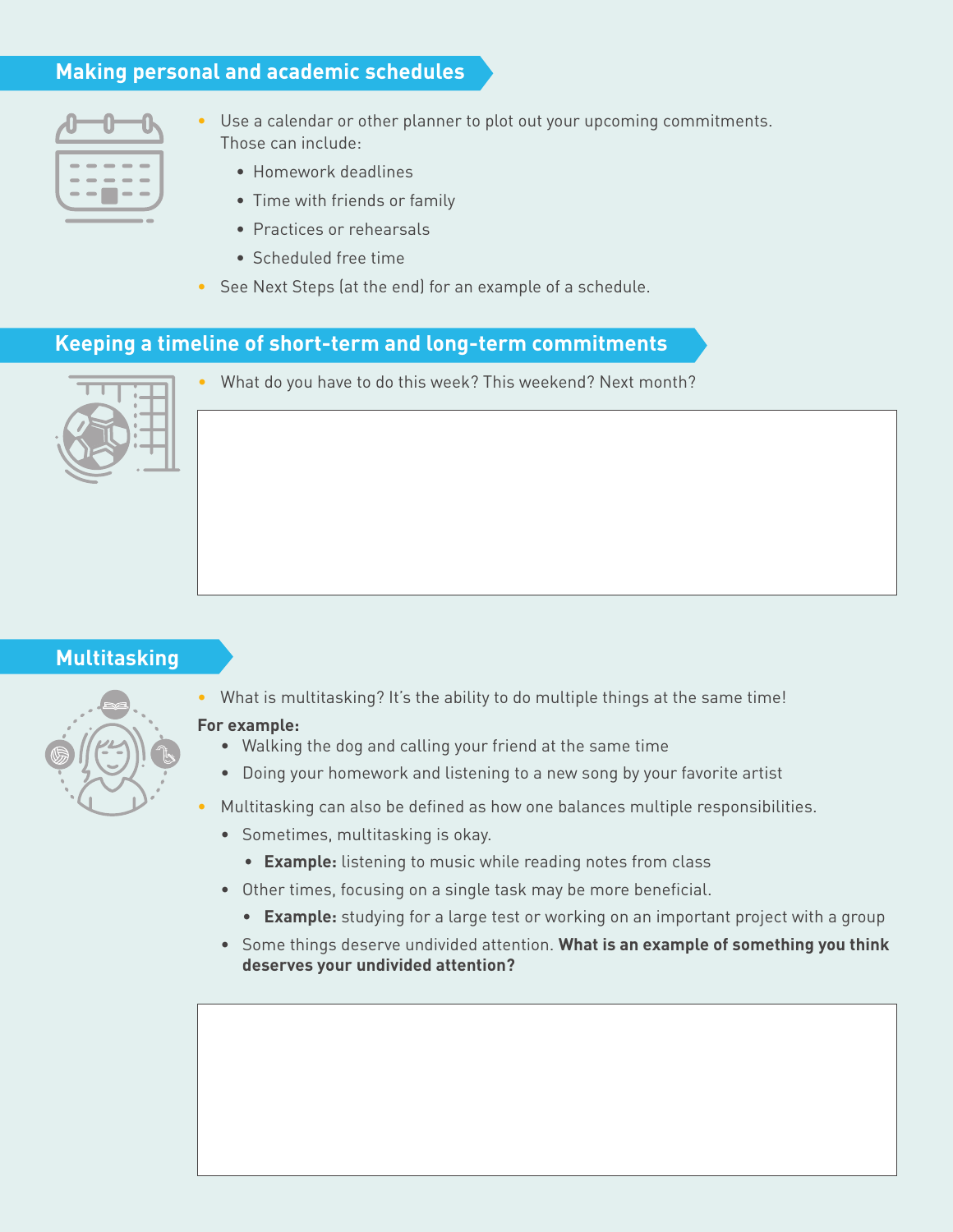## Making personal and academic schedules

- Use a calendar or other planner to plot out your upcoming commitments. Those can include:
  - Homework deadlines
  - Time with friends or family
  - Practices or rehearsals
  - Scheduled free time
- See Next Steps (at the end) for an example of a schedule.

## Keeping a timeline of short-term and long-term commitments

- What do you have to do this week? This weekend? Next month?

## Multitasking

- What is multitasking? It's the ability to do multiple things at the same time!

**For example:**

- Walking the dog and calling your friend at the same time
- Doing your homework and listening to a new song by your favorite artist

- Multitasking can also be defined as how one balances multiple responsibilities.
  - Sometimes, multitasking is okay.
    - **Example:** listening to music while reading notes from class
  - Other times, focusing on a single task may be more beneficial.
    - **Example:** studying for a large test or working on an important project with a group
  - Some things deserve undivided attention. **What is an example of something you think deserves your undivided attention?**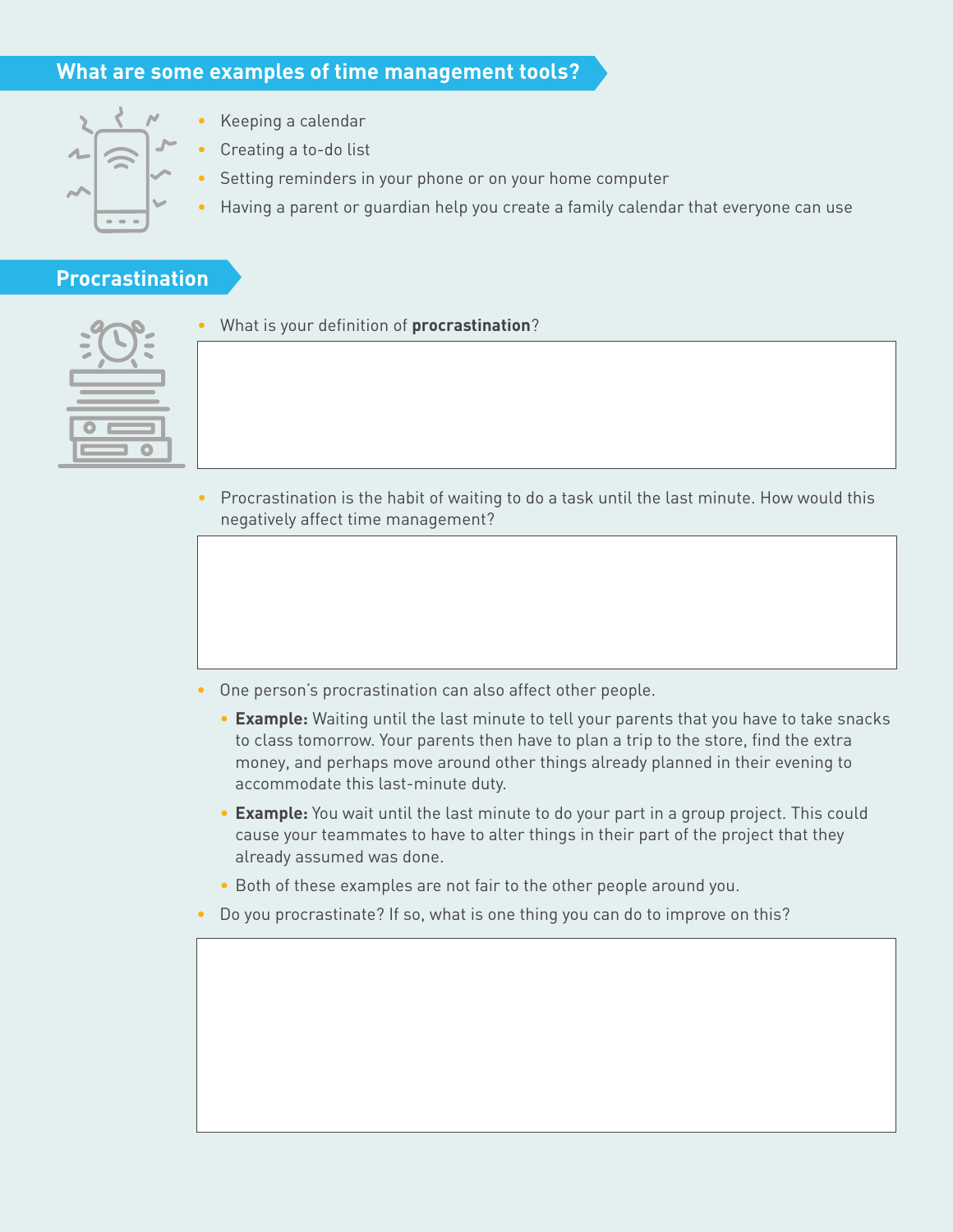## What are some examples of time management tools?

- Keeping a calendar
- Creating a to-do list
- Setting reminders in your phone or on your home computer
- Having a parent or guardian help you create a family calendar that everyone can use

## Procrastination

- What is your definition of **procrastination**?

- Procrastination is the habit of waiting to do a task until the last minute. How would this negatively affect time management?

- One person's procrastination can also affect other people.
  - **Example:** Waiting until the last minute to tell your parents that you have to take snacks to class tomorrow. Your parents then have to plan a trip to the store, find the extra money, and perhaps move around other things already planned in their evening to accommodate this last-minute duty.
  - **Example:** You wait until the last minute to do your part in a group project. This could cause your teammates to have to alter things in their part of the project that they already assumed was done.
  - Both of these examples are not fair to the other people around you.
- Do you procrastinate? If so, what is one thing you can do to improve on this?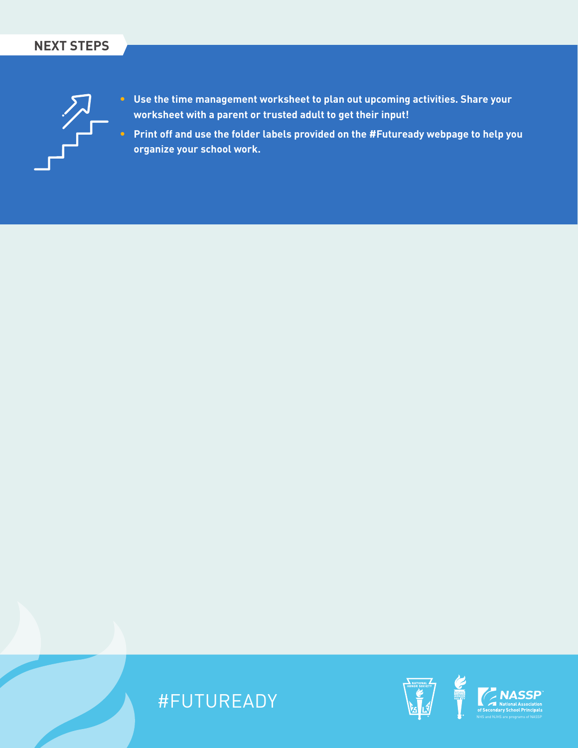## NEXT STEPS

- **Use the time management worksheet to plan out upcoming activities. Share your worksheet with a parent or trusted adult to get their input!**
- **Print off and use the folder labels provided on the #Futuready webpage to help you organize your school work.**

#FUTUREADY

NASSP National Association of Secondary School Principals

NHS and NJHS are programs of NASSP